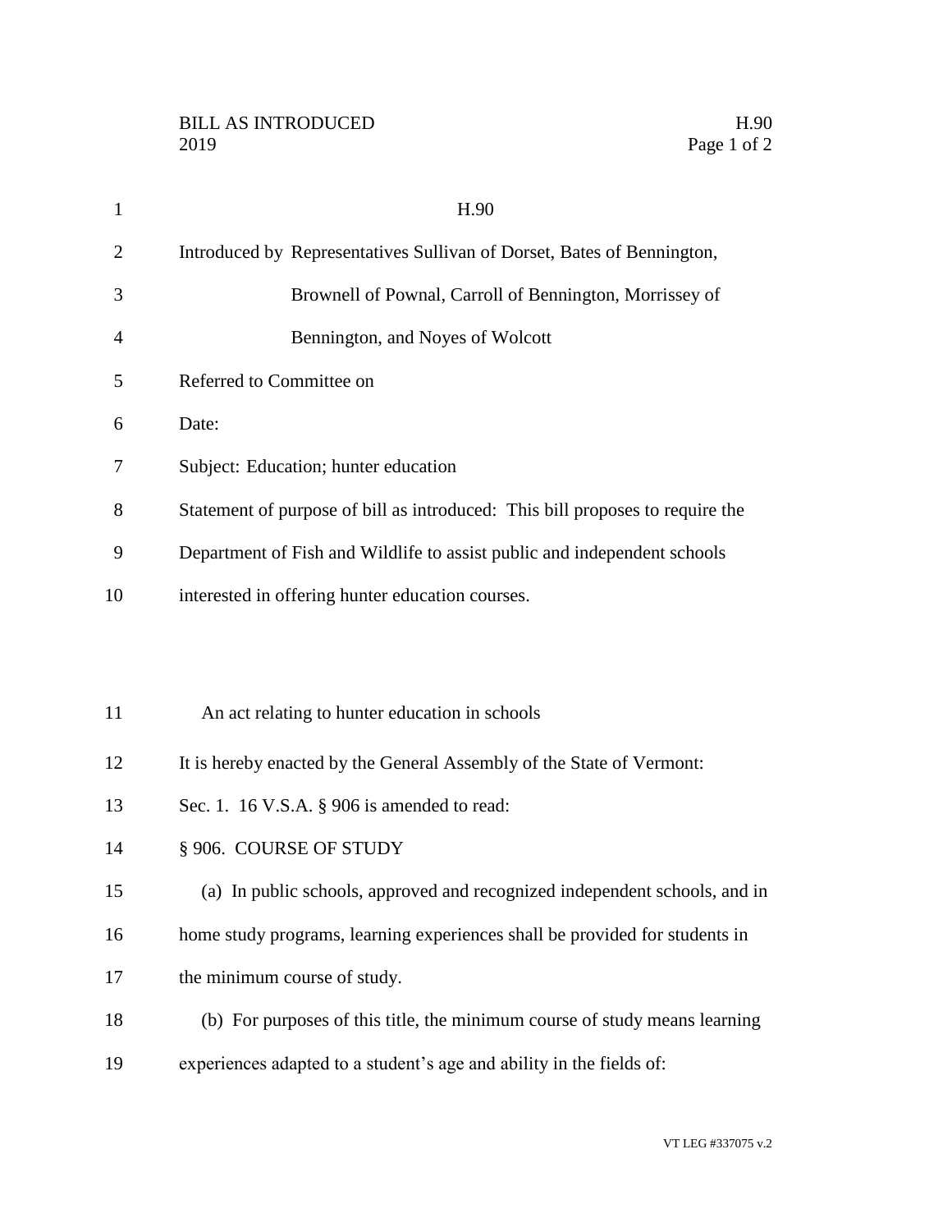# H.90

Introduced by Representatives Sullivan of Dorset, Bates of Bennington, Brownell of Pownal, Carroll of Bennington, Morrissey of Bennington, and Noyes of Wolcott

Referred to Committee on

Date:

Subject: Education; hunter education

Statement of purpose of bill as introduced: This bill proposes to require the Department of Fish and Wildlife to assist public and independent schools interested in offering hunter education courses.

An act relating to hunter education in schools

It is hereby enacted by the General Assembly of the State of Vermont:

Sec. 1. 16 V.S.A. § 906 is amended to read:

§ 906. COURSE OF STUDY

(a) In public schools, approved and recognized independent schools, and in home study programs, learning experiences shall be provided for students in the minimum course of study.

(b) For purposes of this title, the minimum course of study means learning experiences adapted to a student's age and ability in the fields of: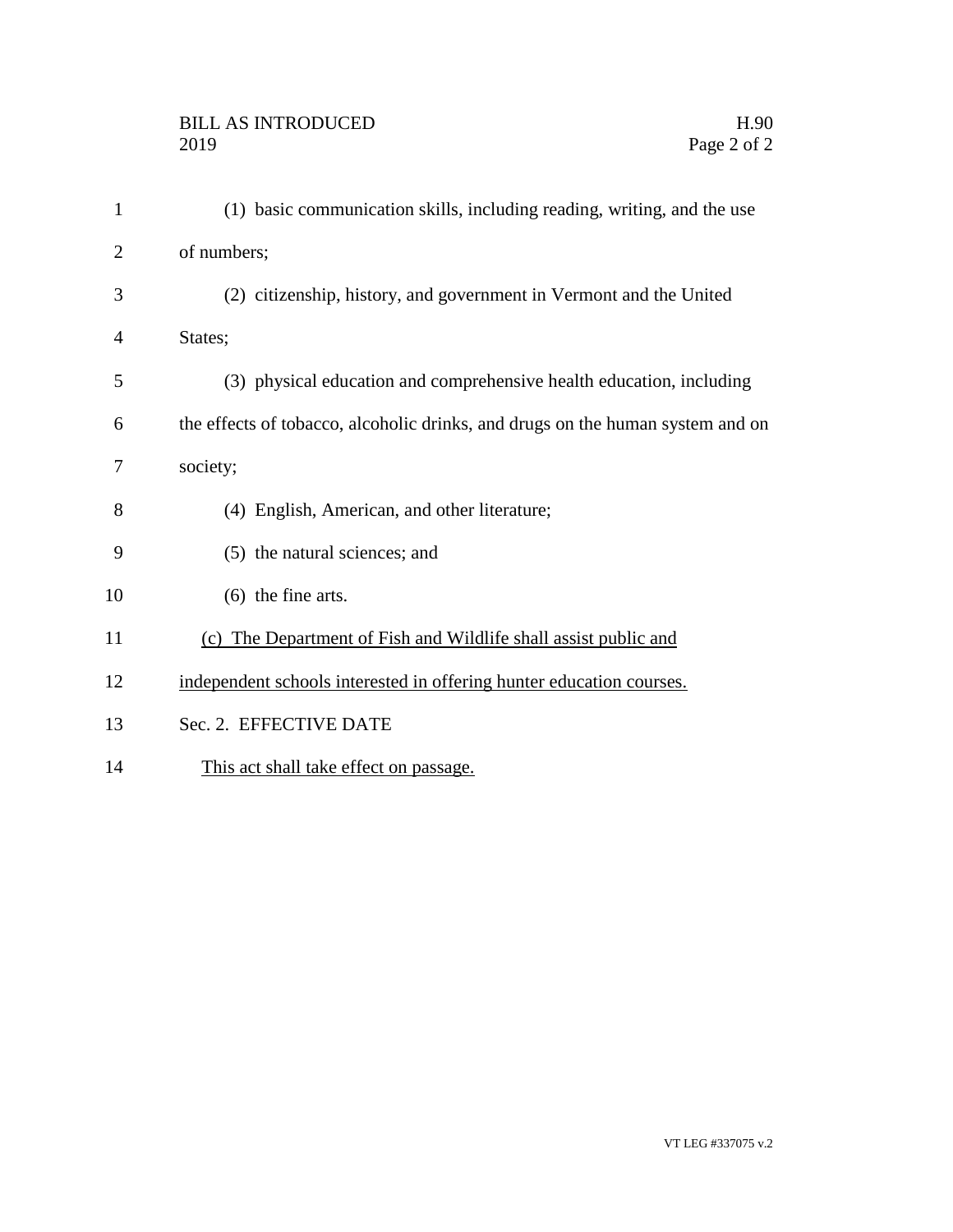(1) basic communication skills, including reading, writing, and the use of numbers;

(2) citizenship, history, and government in Vermont and the United States;

(3) physical education and comprehensive health education, including the effects of tobacco, alcoholic drinks, and drugs on the human system and on society;

(4) English, American, and other literature;

(5) the natural sciences; and

(6) the fine arts.

<u>(c) The Department of Fish and Wildlife shall assist public and independent schools interested in offering hunter education courses.</u>

Sec. 2. EFFECTIVE DATE

<u>This act shall take effect on passage.</u>